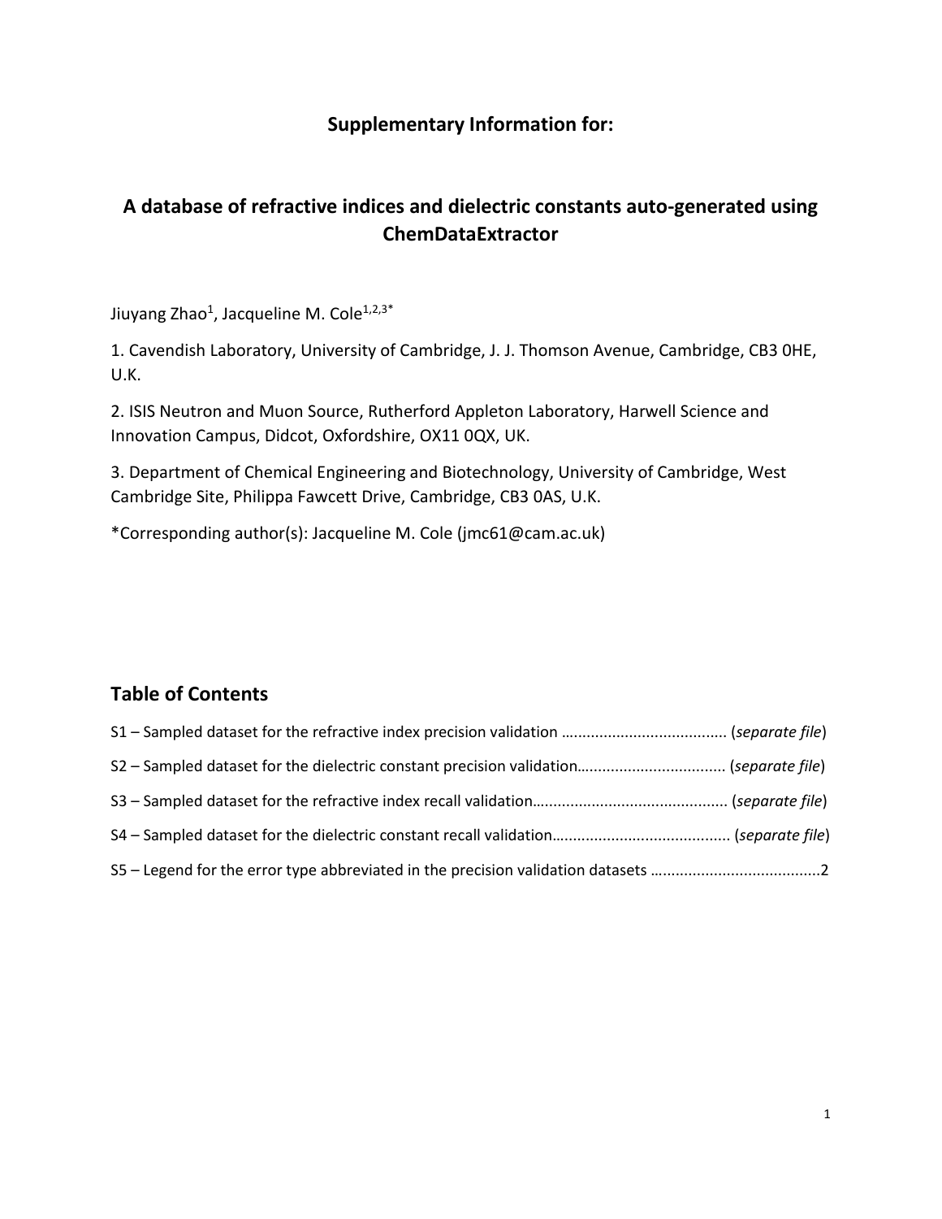**Supplementary Information for:**

# A database of refractive indices and dielectric constants auto-generated using ChemDataExtractor

Jiuyang Zhao[1], Jacqueline M. Cole[1,2,3*]

1. Cavendish Laboratory, University of Cambridge, J. J. Thomson Avenue, Cambridge, CB3 0HE, U.K.

2. ISIS Neutron and Muon Source, Rutherford Appleton Laboratory, Harwell Science and Innovation Campus, Didcot, Oxfordshire, OX11 0QX, UK.

3. Department of Chemical Engineering and Biotechnology, University of Cambridge, West Cambridge Site, Philippa Fawcett Drive, Cambridge, CB3 0AS, U.K.

*Corresponding author(s): Jacqueline M. Cole (jmc61@cam.ac.uk)

## Table of Contents

S1 – Sampled dataset for the refractive index precision validation ...................................... (*separate file*)

S2 – Sampled dataset for the dielectric constant precision validation.................................. (*separate file*)

S3 – Sampled dataset for the refractive index recall validation............................................ (*separate file*)

S4 – Sampled dataset for the dielectric constant recall validation......................................... (*separate file*)

S5 – Legend for the error type abbreviated in the precision validation datasets .......................................2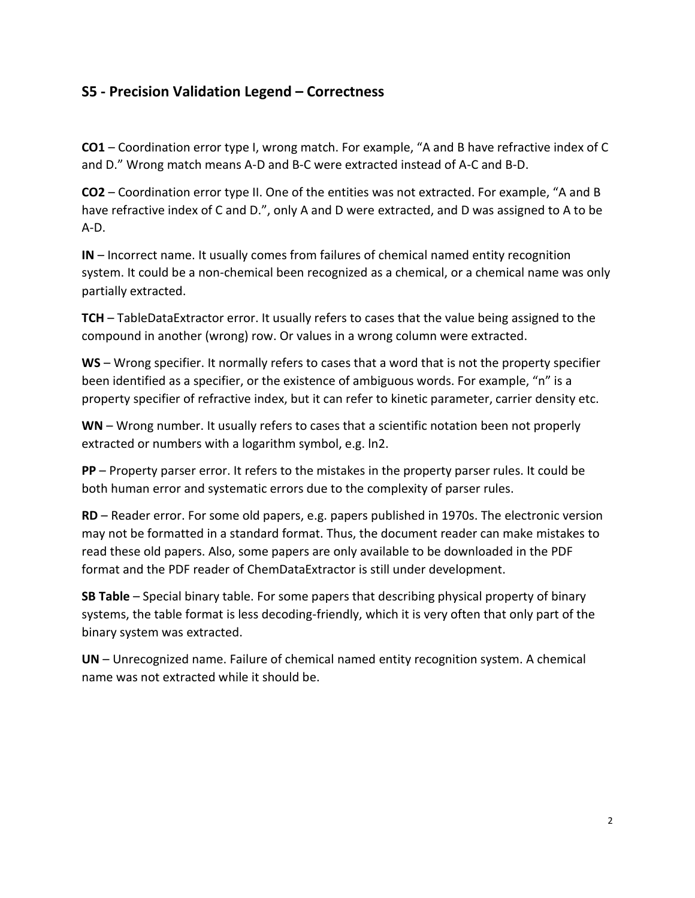## S5 - Precision Validation Legend – Correctness

**CO1** – Coordination error type I, wrong match. For example, “A and B have refractive index of C and D.” Wrong match means A-D and B-C were extracted instead of A-C and B-D.

**CO2** – Coordination error type II. One of the entities was not extracted. For example, “A and B have refractive index of C and D.”, only A and D were extracted, and D was assigned to A to be A-D.

**IN** – Incorrect name. It usually comes from failures of chemical named entity recognition system. It could be a non-chemical been recognized as a chemical, or a chemical name was only partially extracted.

**TCH** – TableDataExtractor error. It usually refers to cases that the value being assigned to the compound in another (wrong) row. Or values in a wrong column were extracted.

**WS** – Wrong specifier. It normally refers to cases that a word that is not the property specifier been identified as a specifier, or the existence of ambiguous words. For example, “n” is a property specifier of refractive index, but it can refer to kinetic parameter, carrier density etc.

**WN** – Wrong number. It usually refers to cases that a scientific notation been not properly extracted or numbers with a logarithm symbol, e.g. ln2.

**PP** – Property parser error. It refers to the mistakes in the property parser rules. It could be both human error and systematic errors due to the complexity of parser rules.

**RD** – Reader error. For some old papers, e.g. papers published in 1970s. The electronic version may not be formatted in a standard format. Thus, the document reader can make mistakes to read these old papers. Also, some papers are only available to be downloaded in the PDF format and the PDF reader of ChemDataExtractor is still under development.

**SB Table** – Special binary table. For some papers that describing physical property of binary systems, the table format is less decoding-friendly, which it is very often that only part of the binary system was extracted.

**UN** – Unrecognized name. Failure of chemical named entity recognition system. A chemical name was not extracted while it should be.